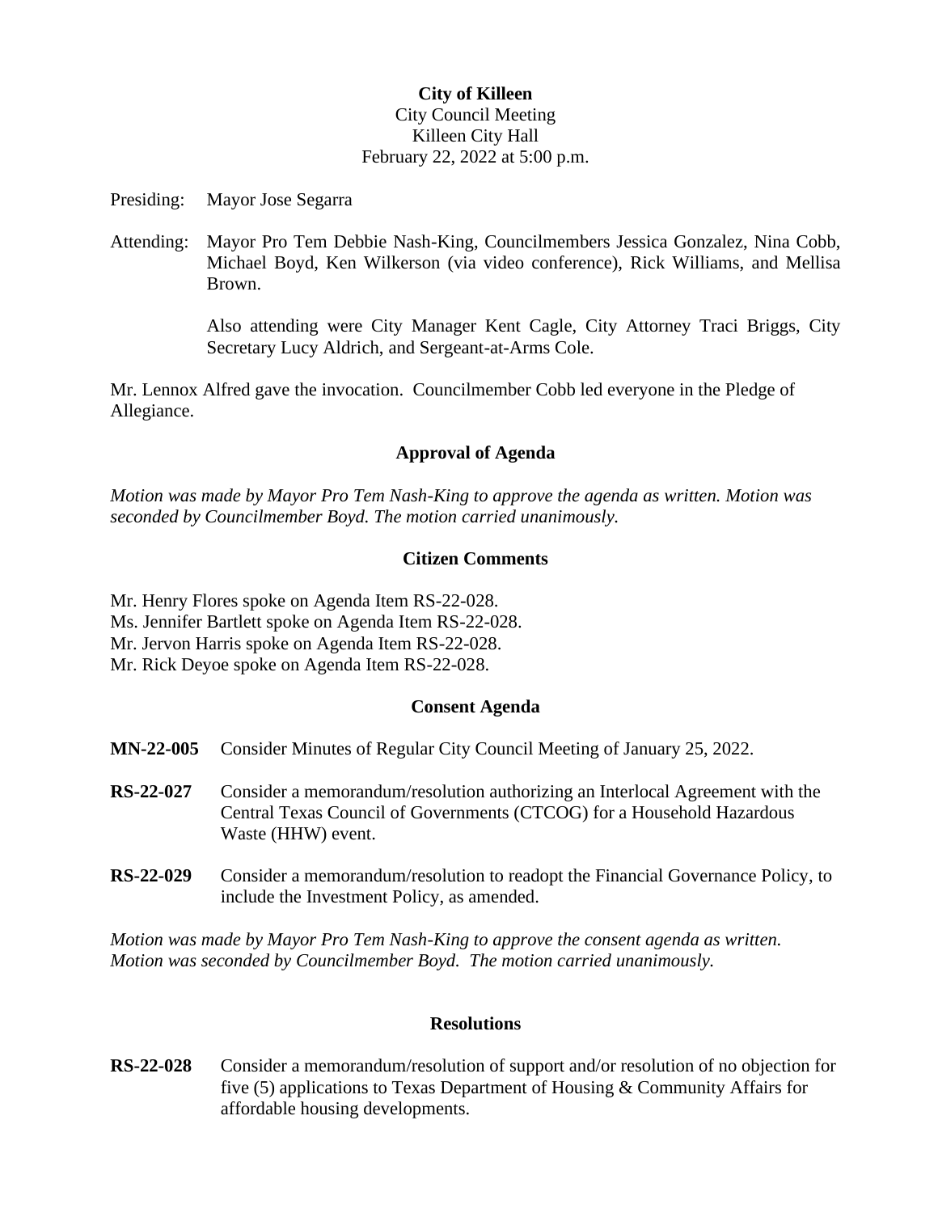**City of Killeen**
City Council Meeting
Killeen City Hall
February 22, 2022 at 5:00 p.m.

Presiding: Mayor Jose Segarra

Attending: Mayor Pro Tem Debbie Nash-King, Councilmembers Jessica Gonzalez, Nina Cobb, Michael Boyd, Ken Wilkerson (via video conference), Rick Williams, and Mellisa Brown.

Also attending were City Manager Kent Cagle, City Attorney Traci Briggs, City Secretary Lucy Aldrich, and Sergeant-at-Arms Cole.

Mr. Lennox Alfred gave the invocation. Councilmember Cobb led everyone in the Pledge of Allegiance.

## Approval of Agenda

*Motion was made by Mayor Pro Tem Nash-King to approve the agenda as written. Motion was seconded by Councilmember Boyd. The motion carried unanimously.*

## Citizen Comments

Mr. Henry Flores spoke on Agenda Item RS-22-028.
Ms. Jennifer Bartlett spoke on Agenda Item RS-22-028.
Mr. Jervon Harris spoke on Agenda Item RS-22-028.
Mr. Rick Deyoe spoke on Agenda Item RS-22-028.

## Consent Agenda

**MN-22-005** Consider Minutes of Regular City Council Meeting of January 25, 2022.

**RS-22-027** Consider a memorandum/resolution authorizing an Interlocal Agreement with the Central Texas Council of Governments (CTCOG) for a Household Hazardous Waste (HHW) event.

**RS-22-029** Consider a memorandum/resolution to readopt the Financial Governance Policy, to include the Investment Policy, as amended.

*Motion was made by Mayor Pro Tem Nash-King to approve the consent agenda as written. Motion was seconded by Councilmember Boyd. The motion carried unanimously.*

## Resolutions

**RS-22-028** Consider a memorandum/resolution of support and/or resolution of no objection for five (5) applications to Texas Department of Housing & Community Affairs for affordable housing developments.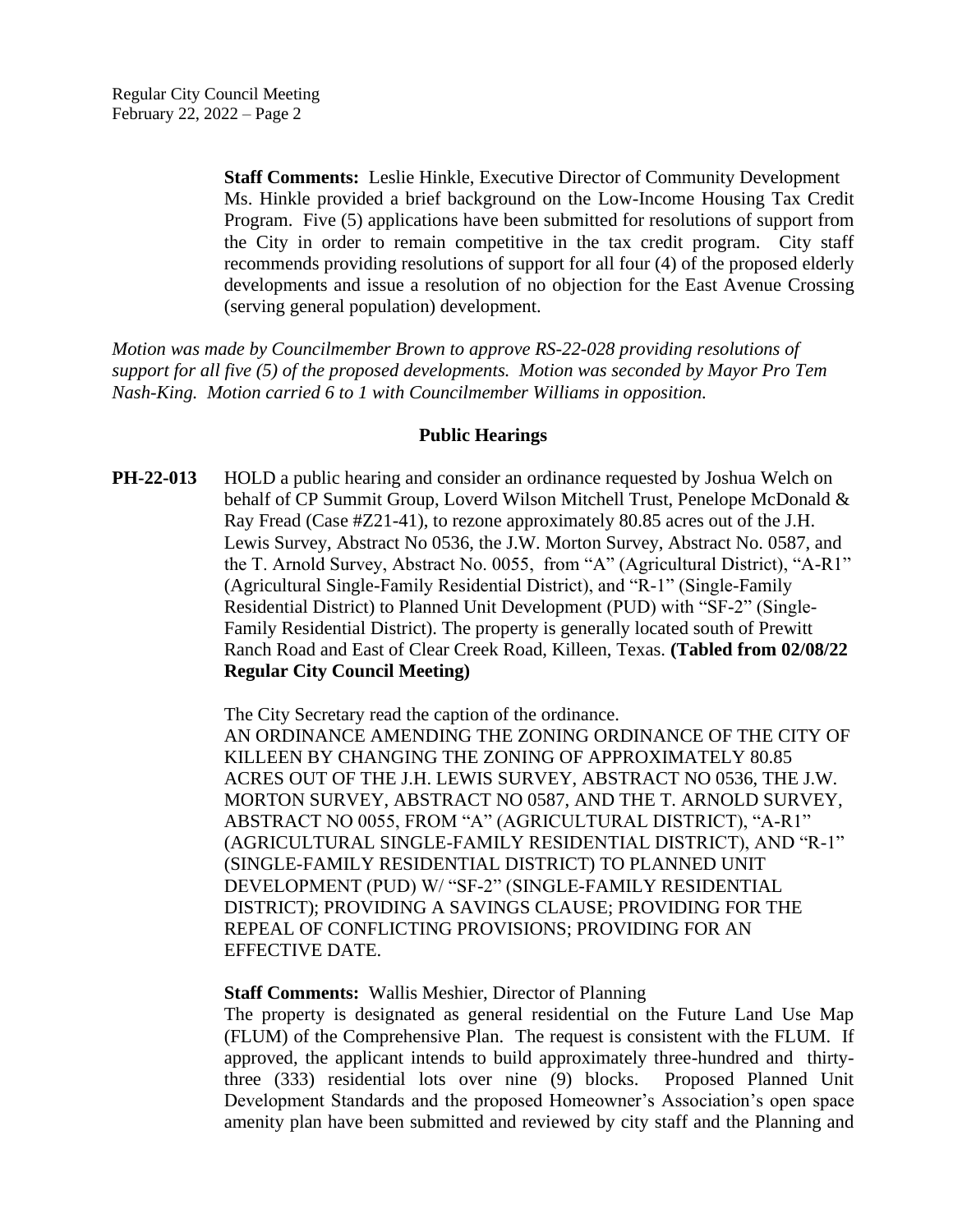**Staff Comments:** Leslie Hinkle, Executive Director of Community Development
Ms. Hinkle provided a brief background on the Low-Income Housing Tax Credit Program. Five (5) applications have been submitted for resolutions of support from the City in order to remain competitive in the tax credit program. City staff recommends providing resolutions of support for all four (4) of the proposed elderly developments and issue a resolution of no objection for the East Avenue Crossing (serving general population) development.

*Motion was made by Councilmember Brown to approve RS-22-028 providing resolutions of support for all five (5) of the proposed developments. Motion was seconded by Mayor Pro Tem Nash-King. Motion carried 6 to 1 with Councilmember Williams in opposition.*

## Public Hearings

**PH-22-013** HOLD a public hearing and consider an ordinance requested by Joshua Welch on behalf of CP Summit Group, Loverd Wilson Mitchell Trust, Penelope McDonald & Ray Fread (Case #Z21-41), to rezone approximately 80.85 acres out of the J.H. Lewis Survey, Abstract No 0536, the J.W. Morton Survey, Abstract No. 0587, and the T. Arnold Survey, Abstract No. 0055, from "A" (Agricultural District), "A-R1" (Agricultural Single-Family Residential District), and "R-1" (Single-Family Residential District) to Planned Unit Development (PUD) with "SF-2" (Single-Family Residential District). The property is generally located south of Prewitt Ranch Road and East of Clear Creek Road, Killeen, Texas. **(Tabled from 02/08/22 Regular City Council Meeting)**

The City Secretary read the caption of the ordinance.
AN ORDINANCE AMENDING THE ZONING ORDINANCE OF THE CITY OF KILLEEN BY CHANGING THE ZONING OF APPROXIMATELY 80.85 ACRES OUT OF THE J.H. LEWIS SURVEY, ABSTRACT NO 0536, THE J.W. MORTON SURVEY, ABSTRACT NO 0587, AND THE T. ARNOLD SURVEY, ABSTRACT NO 0055, FROM "A" (AGRICULTURAL DISTRICT), "A-R1" (AGRICULTURAL SINGLE-FAMILY RESIDENTIAL DISTRICT), AND "R-1" (SINGLE-FAMILY RESIDENTIAL DISTRICT) TO PLANNED UNIT DEVELOPMENT (PUD) W/ "SF-2" (SINGLE-FAMILY RESIDENTIAL DISTRICT); PROVIDING A SAVINGS CLAUSE; PROVIDING FOR THE REPEAL OF CONFLICTING PROVISIONS; PROVIDING FOR AN EFFECTIVE DATE.

**Staff Comments:** Wallis Meshier, Director of Planning
The property is designated as general residential on the Future Land Use Map (FLUM) of the Comprehensive Plan. The request is consistent with the FLUM. If approved, the applicant intends to build approximately three-hundred and thirty-three (333) residential lots over nine (9) blocks. Proposed Planned Unit Development Standards and the proposed Homeowner's Association's open space amenity plan have been submitted and reviewed by city staff and the Planning and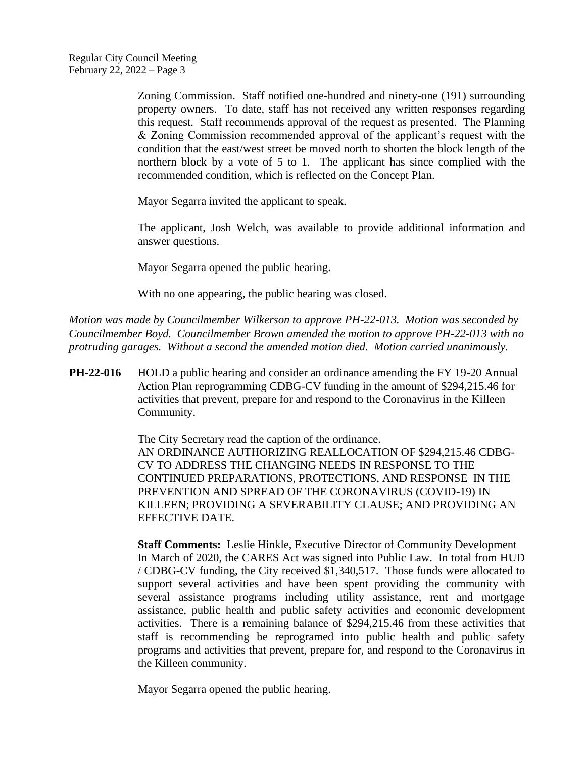Zoning Commission. Staff notified one-hundred and ninety-one (191) surrounding property owners. To date, staff has not received any written responses regarding this request. Staff recommends approval of the request as presented. The Planning & Zoning Commission recommended approval of the applicant's request with the condition that the east/west street be moved north to shorten the block length of the northern block by a vote of 5 to 1. The applicant has since complied with the recommended condition, which is reflected on the Concept Plan.

Mayor Segarra invited the applicant to speak.

The applicant, Josh Welch, was available to provide additional information and answer questions.

Mayor Segarra opened the public hearing.

With no one appearing, the public hearing was closed.

*Motion was made by Councilmember Wilkerson to approve PH-22-013. Motion was seconded by Councilmember Boyd. Councilmember Brown amended the motion to approve PH-22-013 with no protruding garages. Without a second the amended motion died. Motion carried unanimously.*

**PH-22-016** HOLD a public hearing and consider an ordinance amending the FY 19-20 Annual Action Plan reprogramming CDBG-CV funding in the amount of $294,215.46 for activities that prevent, prepare for and respond to the Coronavirus in the Killeen Community.

The City Secretary read the caption of the ordinance.
AN ORDINANCE AUTHORIZING REALLOCATION OF $294,215.46 CDBG-CV TO ADDRESS THE CHANGING NEEDS IN RESPONSE TO THE CONTINUED PREPARATIONS, PROTECTIONS, AND RESPONSE IN THE PREVENTION AND SPREAD OF THE CORONAVIRUS (COVID-19) IN KILLEEN; PROVIDING A SEVERABILITY CLAUSE; AND PROVIDING AN EFFECTIVE DATE.

**Staff Comments:** Leslie Hinkle, Executive Director of Community Development
In March of 2020, the CARES Act was signed into Public Law. In total from HUD / CDBG-CV funding, the City received $1,340,517. Those funds were allocated to support several activities and have been spent providing the community with several assistance programs including utility assistance, rent and mortgage assistance, public health and public safety activities and economic development activities. There is a remaining balance of $294,215.46 from these activities that staff is recommending be reprogramed into public health and public safety programs and activities that prevent, prepare for, and respond to the Coronavirus in the Killeen community.

Mayor Segarra opened the public hearing.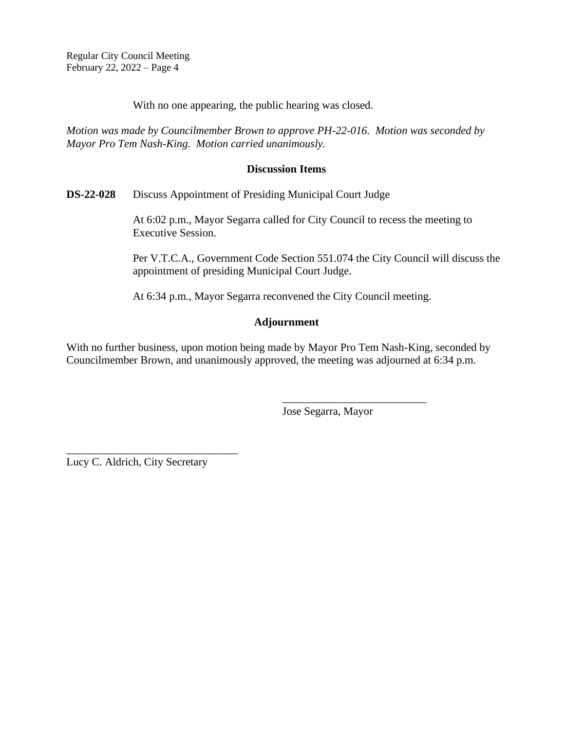With no one appearing, the public hearing was closed.

*Motion was made by Councilmember Brown to approve PH-22-016. Motion was seconded by Mayor Pro Tem Nash-King. Motion carried unanimously.*

## Discussion Items

**DS-22-028** Discuss Appointment of Presiding Municipal Court Judge

At 6:02 p.m., Mayor Segarra called for City Council to recess the meeting to Executive Session.

Per V.T.C.A., Government Code Section 551.074 the City Council will discuss the appointment of presiding Municipal Court Judge.

At 6:34 p.m., Mayor Segarra reconvened the City Council meeting.

## Adjournment

With no further business, upon motion being made by Mayor Pro Tem Nash-King, seconded by Councilmember Brown, and unanimously approved, the meeting was adjourned at 6:34 p.m.

\_\_\_\_\_\_\_\_\_\_\_\_\_\_\_\_\_\_\_\_\_\_\_\_\_\_
Jose Segarra, Mayor

\_\_\_\_\_\_\_\_\_\_\_\_\_\_\_\_\_\_\_\_\_\_\_\_\_\_\_\_\_\_\_
Lucy C. Aldrich, City Secretary